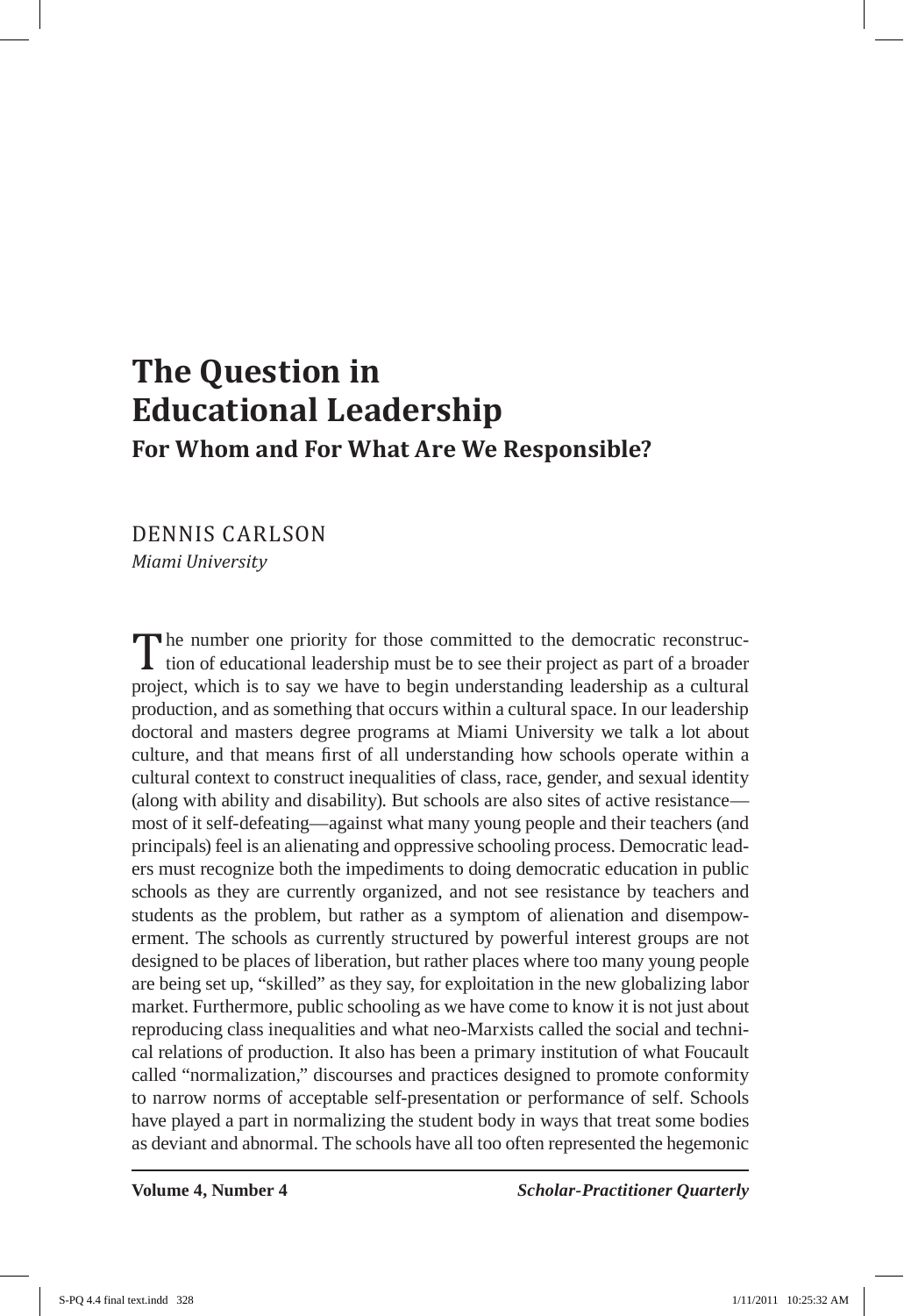# The Question in Educational Leadership

## For Whom and For What Are We Responsible?

DENNIS CARLSON

*Miami University*

The number one priority for those committed to the democratic reconstruction of educational leadership must be to see their project as part of a broader project, which is to say we have to begin understanding leadership as a cultural production, and as something that occurs within a cultural space. In our leadership doctoral and masters degree programs at Miami University we talk a lot about culture, and that means first of all understanding how schools operate within a cultural context to construct inequalities of class, race, gender, and sexual identity (along with ability and disability). But schools are also sites of active resistance—most of it self-defeating—against what many young people and their teachers (and principals) feel is an alienating and oppressive schooling process. Democratic leaders must recognize both the impediments to doing democratic education in public schools as they are currently organized, and not see resistance by teachers and students as the problem, but rather as a symptom of alienation and disempowerment. The schools as currently structured by powerful interest groups are not designed to be places of liberation, but rather places where too many young people are being set up, "skilled" as they say, for exploitation in the new globalizing labor market. Furthermore, public schooling as we have come to know it is not just about reproducing class inequalities and what neo-Marxists called the social and technical relations of production. It also has been a primary institution of what Foucault called "normalization," discourses and practices designed to promote conformity to narrow norms of acceptable self-presentation or performance of self. Schools have played a part in normalizing the student body in ways that treat some bodies as deviant and abnormal. The schools have all too often represented the hegemonic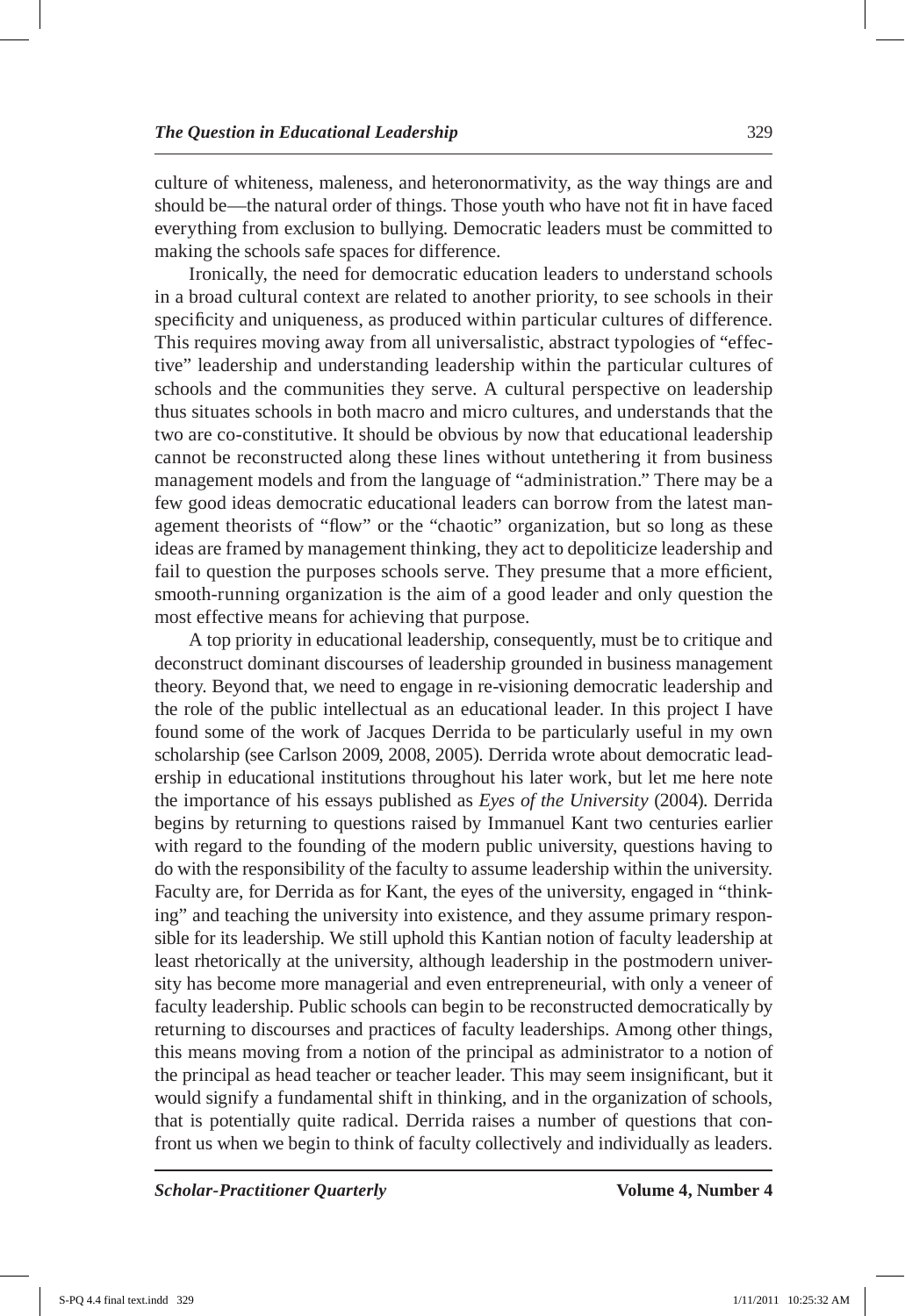culture of whiteness, maleness, and heteronormativity, as the way things are and should be—the natural order of things. Those youth who have not fit in have faced everything from exclusion to bullying. Democratic leaders must be committed to making the schools safe spaces for difference.

Ironically, the need for democratic education leaders to understand schools in a broad cultural context are related to another priority, to see schools in their specificity and uniqueness, as produced within particular cultures of difference. This requires moving away from all universalistic, abstract typologies of "effective" leadership and understanding leadership within the particular cultures of schools and the communities they serve. A cultural perspective on leadership thus situates schools in both macro and micro cultures, and understands that the two are co-constitutive. It should be obvious by now that educational leadership cannot be reconstructed along these lines without untethering it from business management models and from the language of "administration." There may be a few good ideas democratic educational leaders can borrow from the latest management theorists of "flow" or the "chaotic" organization, but so long as these ideas are framed by management thinking, they act to depoliticize leadership and fail to question the purposes schools serve. They presume that a more efficient, smooth-running organization is the aim of a good leader and only question the most effective means for achieving that purpose.

A top priority in educational leadership, consequently, must be to critique and deconstruct dominant discourses of leadership grounded in business management theory. Beyond that, we need to engage in re-visioning democratic leadership and the role of the public intellectual as an educational leader. In this project I have found some of the work of Jacques Derrida to be particularly useful in my own scholarship (see Carlson 2009, 2008, 2005). Derrida wrote about democratic leadership in educational institutions throughout his later work, but let me here note the importance of his essays published as *Eyes of the University* (2004). Derrida begins by returning to questions raised by Immanuel Kant two centuries earlier with regard to the founding of the modern public university, questions having to do with the responsibility of the faculty to assume leadership within the university. Faculty are, for Derrida as for Kant, the eyes of the university, engaged in "thinking" and teaching the university into existence, and they assume primary responsible for its leadership. We still uphold this Kantian notion of faculty leadership at least rhetorically at the university, although leadership in the postmodern university has become more managerial and even entrepreneurial, with only a veneer of faculty leadership. Public schools can begin to be reconstructed democratically by returning to discourses and practices of faculty leaderships. Among other things, this means moving from a notion of the principal as administrator to a notion of the principal as head teacher or teacher leader. This may seem insignificant, but it would signify a fundamental shift in thinking, and in the organization of schools, that is potentially quite radical. Derrida raises a number of questions that confront us when we begin to think of faculty collectively and individually as leaders.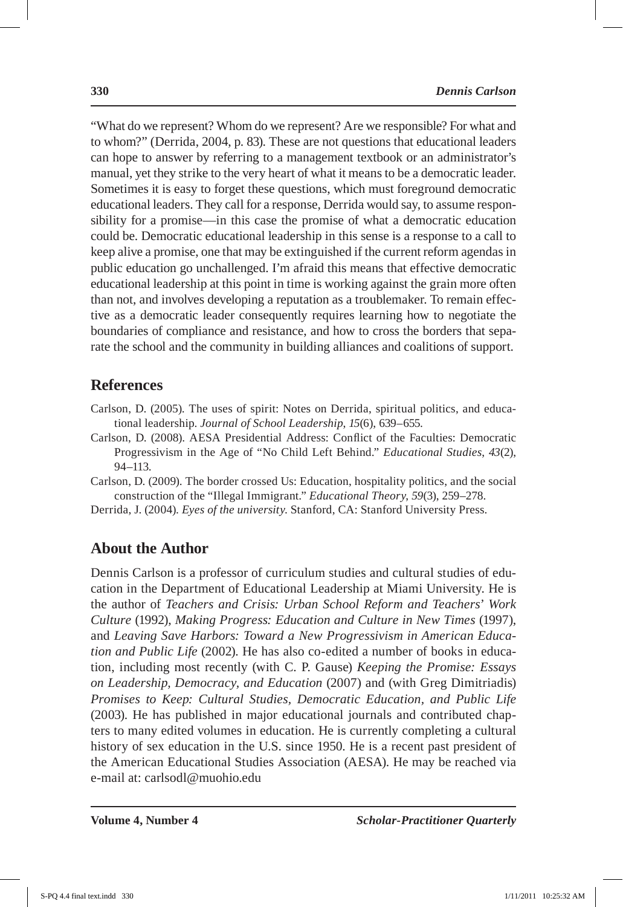"What do we represent? Whom do we represent? Are we responsible? For what and to whom?" (Derrida, 2004, p. 83). These are not questions that educational leaders can hope to answer by referring to a management textbook or an administrator's manual, yet they strike to the very heart of what it means to be a democratic leader. Sometimes it is easy to forget these questions, which must foreground democratic educational leaders. They call for a response, Derrida would say, to assume responsibility for a promise—in this case the promise of what a democratic education could be. Democratic educational leadership in this sense is a response to a call to keep alive a promise, one that may be extinguished if the current reform agendas in public education go unchallenged. I'm afraid this means that effective democratic educational leadership at this point in time is working against the grain more often than not, and involves developing a reputation as a troublemaker. To remain effective as a democratic leader consequently requires learning how to negotiate the boundaries of compliance and resistance, and how to cross the borders that separate the school and the community in building alliances and coalitions of support.

## References

Carlson, D. (2005). The uses of spirit: Notes on Derrida, spiritual politics, and educational leadership. *Journal of School Leadership*, *15*(6), 639–655.

Carlson, D. (2008). AESA Presidential Address: Conflict of the Faculties: Democratic Progressivism in the Age of "No Child Left Behind." *Educational Studies*, *43*(2), 94–113.

Carlson, D. (2009). The border crossed Us: Education, hospitality politics, and the social construction of the "Illegal Immigrant." *Educational Theory*, *59*(3), 259–278.

Derrida, J. (2004). *Eyes of the university*. Stanford, CA: Stanford University Press.

## About the Author

Dennis Carlson is a professor of curriculum studies and cultural studies of education in the Department of Educational Leadership at Miami University. He is the author of *Teachers and Crisis: Urban School Reform and Teachers' Work Culture* (1992), *Making Progress: Education and Culture in New Times* (1997), and *Leaving Save Harbors: Toward a New Progressivism in American Education and Public Life* (2002). He has also co-edited a number of books in education, including most recently (with C. P. Gause) *Keeping the Promise: Essays on Leadership, Democracy, and Education* (2007) and (with Greg Dimitriadis) *Promises to Keep: Cultural Studies, Democratic Education, and Public Life* (2003). He has published in major educational journals and contributed chapters to many edited volumes in education. He is currently completing a cultural history of sex education in the U.S. since 1950. He is a recent past president of the American Educational Studies Association (AESA). He may be reached via e-mail at: carlsodl@muohio.edu